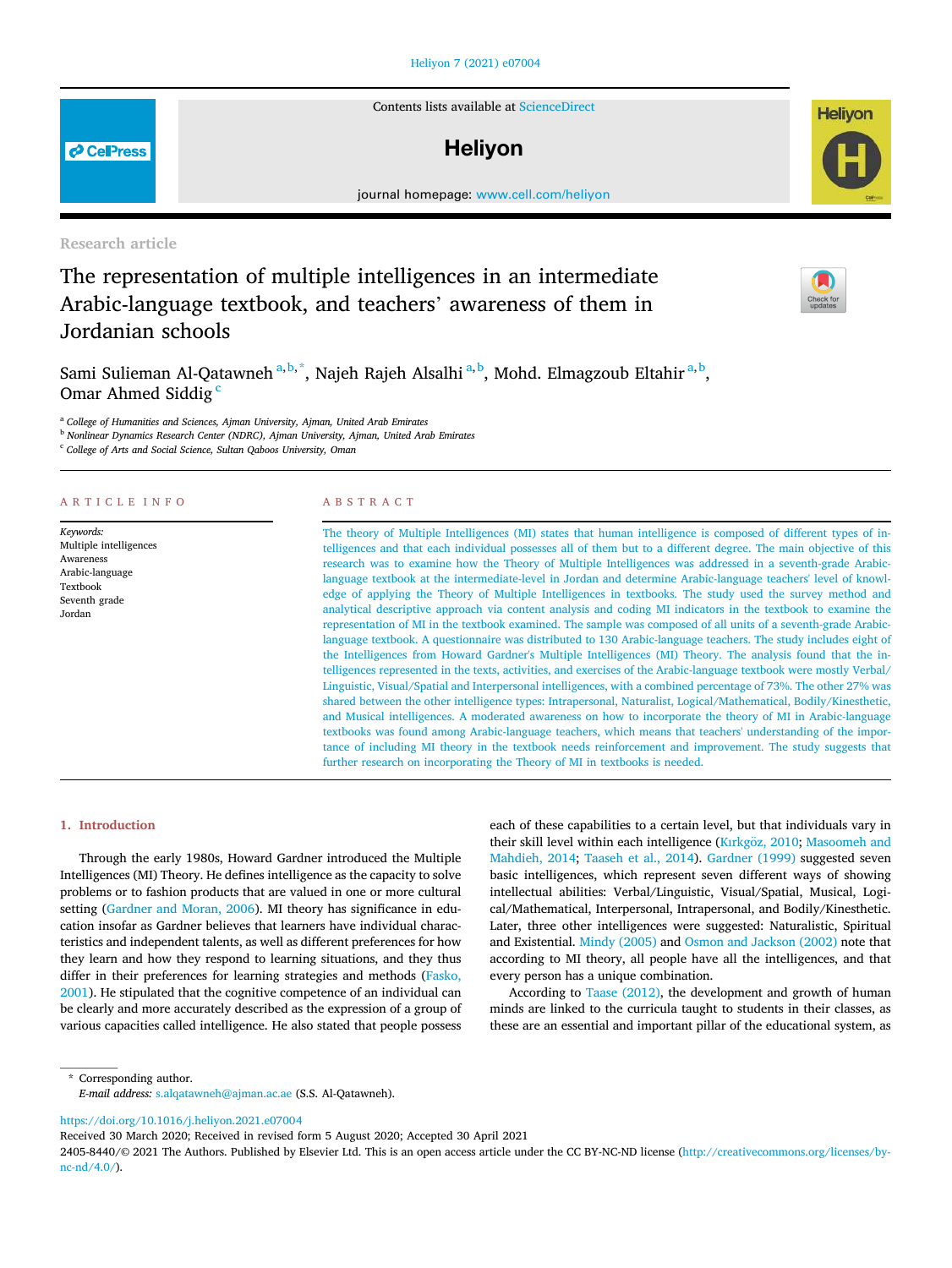Research article

# The representation of multiple intelligences in an intermediate Arabic-language textbook, and teachers' awareness of them in Jordanian schools

Sami Sulieman Al-Qatawneh[a,b,*], Najeh Rajeh Alsalhi[a,b], Mohd. Elmagzoub Eltahir[a,b], Omar Ahmed Siddig[c]

[a] College of Humanities and Sciences, Ajman University, Ajman, United Arab Emirates
[b] Nonlinear Dynamics Research Center (NDRC), Ajman University, Ajman, United Arab Emirates
[c] College of Arts and Social Science, Sultan Qaboos University, Oman

## ARTICLE INFO

*Keywords:*
Multiple intelligences
Awareness
Arabic-language
Textbook
Seventh grade
Jordan

## ABSTRACT

The theory of Multiple Intelligences (MI) states that human intelligence is composed of different types of intelligences and that each individual possesses all of them but to a different degree. The main objective of this research was to examine how the Theory of Multiple Intelligences was addressed in a seventh-grade Arabic-language textbook at the intermediate-level in Jordan and determine Arabic-language teachers' level of knowledge of applying the Theory of Multiple Intelligences in textbooks. The study used the survey method and analytical descriptive approach via content analysis and coding MI indicators in the textbook to examine the representation of MI in the textbook examined. The sample was composed of all units of a seventh-grade Arabic-language textbook. A questionnaire was distributed to 130 Arabic-language teachers. The study includes eight of the Intelligences from Howard Gardner's Multiple Intelligences (MI) Theory. The analysis found that the intelligences represented in the texts, activities, and exercises of the Arabic-language textbook were mostly Verbal/Linguistic, Visual/Spatial and Interpersonal intelligences, with a combined percentage of 73%. The other 27% was shared between the other intelligence types: Intrapersonal, Naturalist, Logical/Mathematical, Bodily/Kinesthetic, and Musical intelligences. A moderated awareness on how to incorporate the theory of MI in Arabic-language textbooks was found among Arabic-language teachers, which means that teachers' understanding of the importance of including MI theory in the textbook needs reinforcement and improvement. The study suggests that further research on incorporating the Theory of MI in textbooks is needed.

## 1. Introduction

Through the early 1980s, Howard Gardner introduced the Multiple Intelligences (MI) Theory. He defines intelligence as the capacity to solve problems or to fashion products that are valued in one or more cultural setting (Gardner and Moran, 2006). MI theory has significance in education insofar as Gardner believes that learners have individual characteristics and independent talents, as well as different preferences for how they learn and how they respond to learning situations, and they thus differ in their preferences for learning strategies and methods (Fasko, 2001). He stipulated that the cognitive competence of an individual can be clearly and more accurately described as the expression of a group of various capacities called intelligence. He also stated that people possess each of these capabilities to a certain level, but that individuals vary in their skill level within each intelligence (Kırkgöz, 2010; Masoomeh and Mahdieh, 2014; Taaseh et al., 2014). Gardner (1999) suggested seven basic intelligences, which represent seven different ways of showing intellectual abilities: Verbal/Linguistic, Visual/Spatial, Musical, Logical/Mathematical, Interpersonal, Intrapersonal, and Bodily/Kinesthetic. Later, three other intelligences were suggested: Naturalistic, Spiritual and Existential. Mindy (2005) and Osmon and Jackson (2002) note that according to MI theory, all people have all the intelligences, and that every person has a unique combination.

According to Taase (2012), the development and growth of human minds are linked to the curricula taught to students in their classes, as these are an essential and important pillar of the educational system, as

* Corresponding author.
*E-mail address:* s.alqatawneh@ajman.ac.ae (S.S. Al-Qatawneh).

https://doi.org/10.1016/j.heliyon.2021.e07004
Received 30 March 2020; Received in revised form 5 August 2020; Accepted 30 April 2021
2405-8440/© 2021 The Authors. Published by Elsevier Ltd. This is an open access article under the CC BY-NC-ND license (http://creativecommons.org/licenses/by-nc-nd/4.0/).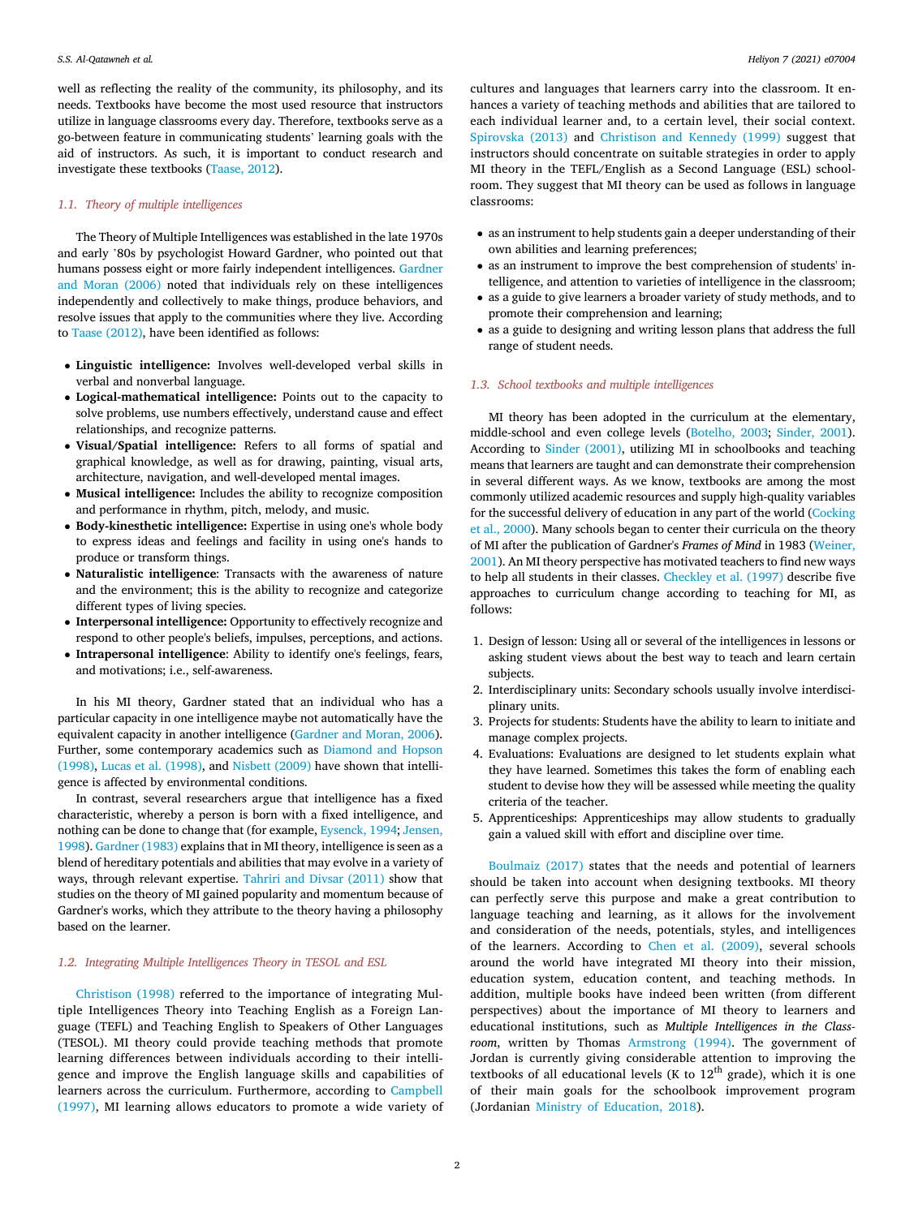well as reflecting the reality of the community, its philosophy, and its needs. Textbooks have become the most used resource that instructors utilize in language classrooms every day. Therefore, textbooks serve as a go-between feature in communicating students' learning goals with the aid of instructors. As such, it is important to conduct research and investigate these textbooks (Taase, 2012).

### 1.1. Theory of multiple intelligences

The Theory of Multiple Intelligences was established in the late 1970s and early '80s by psychologist Howard Gardner, who pointed out that humans possess eight or more fairly independent intelligences. Gardner and Moran (2006) noted that individuals rely on these intelligences independently and collectively to make things, produce behaviors, and resolve issues that apply to the communities where they live. According to Taase (2012), have been identified as follows:

- **Linguistic intelligence:** Involves well-developed verbal skills in verbal and nonverbal language.
- **Logical-mathematical intelligence:** Points out to the capacity to solve problems, use numbers effectively, understand cause and effect relationships, and recognize patterns.
- **Visual/Spatial intelligence:** Refers to all forms of spatial and graphical knowledge, as well as for drawing, painting, visual arts, architecture, navigation, and well-developed mental images.
- **Musical intelligence:** Includes the ability to recognize composition and performance in rhythm, pitch, melody, and music.
- **Body-kinesthetic intelligence:** Expertise in using one's whole body to express ideas and feelings and facility in using one's hands to produce or transform things.
- **Naturalistic intelligence**: Transacts with the awareness of nature and the environment; this is the ability to recognize and categorize different types of living species.
- **Interpersonal intelligence:** Opportunity to effectively recognize and respond to other people's beliefs, impulses, perceptions, and actions.
- **Intrapersonal intelligence**: Ability to identify one's feelings, fears, and motivations; i.e., self-awareness.

In his MI theory, Gardner stated that an individual who has a particular capacity in one intelligence maybe not automatically have the equivalent capacity in another intelligence (Gardner and Moran, 2006). Further, some contemporary academics such as Diamond and Hopson (1998), Lucas et al. (1998), and Nisbett (2009) have shown that intelligence is affected by environmental conditions.

In contrast, several researchers argue that intelligence has a fixed characteristic, whereby a person is born with a fixed intelligence, and nothing can be done to change that (for example, Eysenck, 1994; Jensen, 1998). Gardner (1983) explains that in MI theory, intelligence is seen as a blend of hereditary potentials and abilities that may evolve in a variety of ways, through relevant expertise. Tahriri and Divsar (2011) show that studies on the theory of MI gained popularity and momentum because of Gardner's works, which they attribute to the theory having a philosophy based on the learner.

### 1.2. Integrating Multiple Intelligences Theory in TESOL and ESL

Christison (1998) referred to the importance of integrating Multiple Intelligences Theory into Teaching English as a Foreign Language (TEFL) and Teaching English to Speakers of Other Languages (TESOL). MI theory could provide teaching methods that promote learning differences between individuals according to their intelligence and improve the English language skills and capabilities of learners across the curriculum. Furthermore, according to Campbell (1997), MI learning allows educators to promote a wide variety of cultures and languages that learners carry into the classroom. It enhances a variety of teaching methods and abilities that are tailored to each individual learner and, to a certain level, their social context. Spirovska (2013) and Christison and Kennedy (1999) suggest that instructors should concentrate on suitable strategies in order to apply MI theory in the TEFL/English as a Second Language (ESL) schoolroom. They suggest that MI theory can be used as follows in language classrooms:

- as an instrument to help students gain a deeper understanding of their own abilities and learning preferences;
- as an instrument to improve the best comprehension of students' intelligence, and attention to varieties of intelligence in the classroom;
- as a guide to give learners a broader variety of study methods, and to promote their comprehension and learning;
- as a guide to designing and writing lesson plans that address the full range of student needs.

### 1.3. School textbooks and multiple intelligences

MI theory has been adopted in the curriculum at the elementary, middle-school and even college levels (Botelho, 2003; Sinder, 2001). According to Sinder (2001), utilizing MI in schoolbooks and teaching means that learners are taught and can demonstrate their comprehension in several different ways. As we know, textbooks are among the most commonly utilized academic resources and supply high-quality variables for the successful delivery of education in any part of the world (Cocking et al., 2000). Many schools began to center their curricula on the theory of MI after the publication of Gardner's *Frames of Mind* in 1983 (Weiner, 2001). An MI theory perspective has motivated teachers to find new ways to help all students in their classes. Checkley et al. (1997) describe five approaches to curriculum change according to teaching for MI, as follows:

1. Design of lesson: Using all or several of the intelligences in lessons or asking student views about the best way to teach and learn certain subjects.
2. Interdisciplinary units: Secondary schools usually involve interdisciplinary units.
3. Projects for students: Students have the ability to learn to initiate and manage complex projects.
4. Evaluations: Evaluations are designed to let students explain what they have learned. Sometimes this takes the form of enabling each student to devise how they will be assessed while meeting the quality criteria of the teacher.
5. Apprenticeships: Apprenticeships may allow students to gradually gain a valued skill with effort and discipline over time.

Boulmaiz (2017) states that the needs and potential of learners should be taken into account when designing textbooks. MI theory can perfectly serve this purpose and make a great contribution to language teaching and learning, as it allows for the involvement and consideration of the needs, potentials, styles, and intelligences of the learners. According to Chen et al. (2009), several schools around the world have integrated MI theory into their mission, education system, education content, and teaching methods. In addition, multiple books have indeed been written (from different perspectives) about the importance of MI theory to learners and educational institutions, such as *Multiple Intelligences in the Classroom*, written by Thomas Armstrong (1994). The government of Jordan is currently giving considerable attention to improving the textbooks of all educational levels (K to 12th grade), which it is one of their main goals for the schoolbook improvement program (Jordanian Ministry of Education, 2018).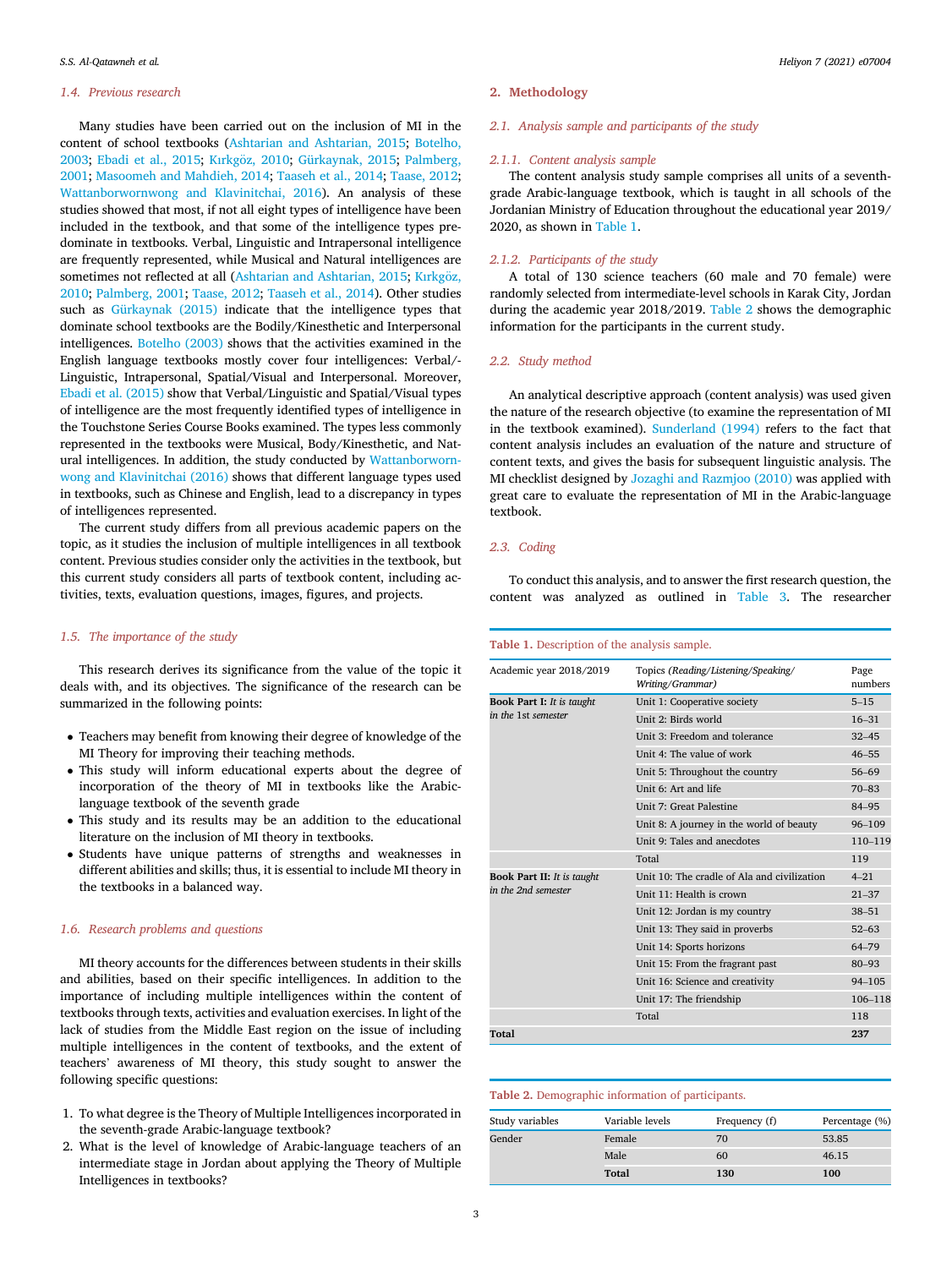### 1.4. Previous research

Many studies have been carried out on the inclusion of MI in the content of school textbooks (Ashtarian and Ashtarian, 2015; Botelho, 2003; Ebadi et al., 2015; Kırkgöz, 2010; Gürkaynak, 2015; Palmberg, 2001; Masoomeh and Mahdieh, 2014; Taaseh et al., 2014; Taase, 2012; Wattanborwornwong and Klavinitchai, 2016). An analysis of these studies showed that most, if not all eight types of intelligence have been included in the textbook, and that some of the intelligence types predominate in textbooks. Verbal, Linguistic and Intrapersonal intelligence are frequently represented, while Musical and Natural intelligences are sometimes not reflected at all (Ashtarian and Ashtarian, 2015; Kırkgöz, 2010; Palmberg, 2001; Taase, 2012; Taaseh et al., 2014). Other studies such as Gürkaynak (2015) indicate that the intelligence types that dominate school textbooks are the Bodily/Kinesthetic and Interpersonal intelligences. Botelho (2003) shows that the activities examined in the English language textbooks mostly cover four intelligences: Verbal/-Linguistic, Intrapersonal, Spatial/Visual and Interpersonal. Moreover, Ebadi et al. (2015) show that Verbal/Linguistic and Spatial/Visual types of intelligence are the most frequently identified types of intelligence in the Touchstone Series Course Books examined. The types less commonly represented in the textbooks were Musical, Body/Kinesthetic, and Natural intelligences. In addition, the study conducted by Wattanborwornwong and Klavinitchai (2016) shows that different language types used in textbooks, such as Chinese and English, lead to a discrepancy in types of intelligences represented.

The current study differs from all previous academic papers on the topic, as it studies the inclusion of multiple intelligences in all textbook content. Previous studies consider only the activities in the textbook, but this current study considers all parts of textbook content, including activities, texts, evaluation questions, images, figures, and projects.

### 1.5. The importance of the study

This research derives its significance from the value of the topic it deals with, and its objectives. The significance of the research can be summarized in the following points:

- Teachers may benefit from knowing their degree of knowledge of the MI Theory for improving their teaching methods.
- This study will inform educational experts about the degree of incorporation of the theory of MI in textbooks like the Arabic-language textbook of the seventh grade
- This study and its results may be an addition to the educational literature on the inclusion of MI theory in textbooks.
- Students have unique patterns of strengths and weaknesses in different abilities and skills; thus, it is essential to include MI theory in the textbooks in a balanced way.

### 1.6. Research problems and questions

MI theory accounts for the differences between students in their skills and abilities, based on their specific intelligences. In addition to the importance of including multiple intelligences within the content of textbooks through texts, activities and evaluation exercises. In light of the lack of studies from the Middle East region on the issue of including multiple intelligences in the content of textbooks, and the extent of teachers' awareness of MI theory, this study sought to answer the following specific questions:

1. To what degree is the Theory of Multiple Intelligences incorporated in the seventh-grade Arabic-language textbook?
2. What is the level of knowledge of Arabic-language teachers of an intermediate stage in Jordan about applying the Theory of Multiple Intelligences in textbooks?

## 2. Methodology

### 2.1. Analysis sample and participants of the study

#### 2.1.1. Content analysis sample

The content analysis study sample comprises all units of a seventh-grade Arabic-language textbook, which is taught in all schools of the Jordanian Ministry of Education throughout the educational year 2019/2020, as shown in Table 1.

#### 2.1.2. Participants of the study

A total of 130 science teachers (60 male and 70 female) were randomly selected from intermediate-level schools in Karak City, Jordan during the academic year 2018/2019. Table 2 shows the demographic information for the participants in the current study.

### 2.2. Study method

An analytical descriptive approach (content analysis) was used given the nature of the research objective (to examine the representation of MI in the textbook examined). Sunderland (1994) refers to the fact that content analysis includes an evaluation of the nature and structure of content texts, and gives the basis for subsequent linguistic analysis. The MI checklist designed by Jozaghi and Razmjoo (2010) was applied with great care to evaluate the representation of MI in the Arabic-language textbook.

### 2.3. Coding

To conduct this analysis, and to answer the first research question, the content was analyzed as outlined in Table 3. The researcher

**Table 1.** Description of the analysis sample.

| Academic year 2018/2019 | Topics *(Reading/Listening/Speaking/Writing/Grammar)* | Page numbers |
|---|---|---|
| **Book Part I:** *It is taught in the 1st semester* | Unit 1: Cooperative society | 5–15 |
| | Unit 2: Birds world | 16–31 |
| | Unit 3: Freedom and tolerance | 32–45 |
| | Unit 4: The value of work | 46–55 |
| | Unit 5: Throughout the country | 56–69 |
| | Unit 6: Art and life | 70–83 |
| | Unit 7: Great Palestine | 84–95 |
| | Unit 8: A journey in the world of beauty | 96–109 |
| | Unit 9: Tales and anecdotes | 110–119 |
| | Total | 119 |
| **Book Part II:** *It is taught in the 2nd semester* | Unit 10: The cradle of Ala and civilization | 4–21 |
| | Unit 11: Health is crown | 21–37 |
| | Unit 12: Jordan is my country | 38–51 |
| | Unit 13: They said in proverbs | 52–63 |
| | Unit 14: Sports horizons | 64–79 |
| | Unit 15: From the fragrant past | 80–93 |
| | Unit 16: Science and creativity | 94–105 |
| | Unit 17: The friendship | 106–118 |
| | Total | 118 |
| **Total** | | **237** |

**Table 2.** Demographic information of participants.

| Study variables | Variable levels | Frequency (f) | Percentage (%) |
|---|---|---|---|
| Gender | Female | 70 | 53.85 |
| | Male | 60 | 46.15 |
| | **Total** | **130** | **100** |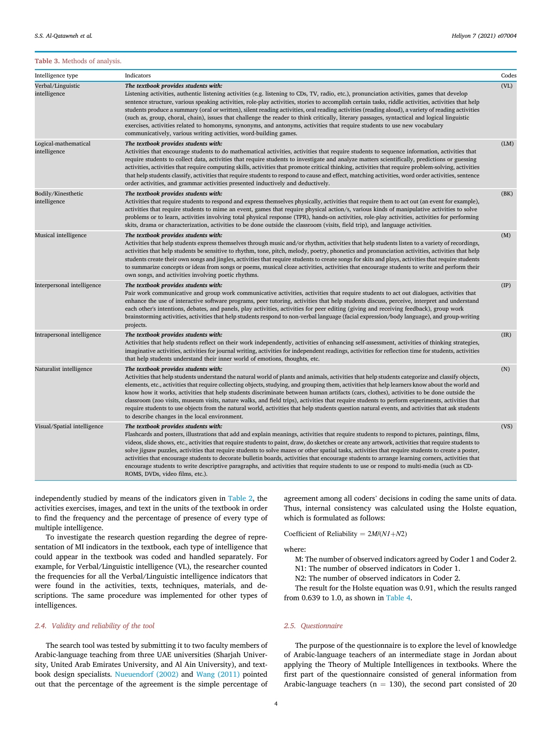Table 3. Methods of analysis.

| Intelligence type | Indicators | Codes |
|---|---|---|
| Verbal/Linguistic intelligence | ***The textbook provides students with:*** Listening activities, authentic listening activities (e.g. listening to CDs, TV, radio, etc.), pronunciation activities, games that develop sentence structure, various speaking activities, role-play activities, stories to accomplish certain tasks, riddle activities, activities that help students produce a summary (oral or written), silent reading activities, oral reading activities (reading aloud), a variety of reading activities (such as, group, choral, chain), issues that challenge the reader to think critically, literary passages, syntactical and logical linguistic exercises, activities related to homonyms, synonyms, and antonyms, activities that require students to use new vocabulary communicatively, various writing activities, word-building games. | (VL) |
| Logical-mathematical intelligence | ***The textbook provides students with:*** Activities that encourage students to do mathematical activities, activities that require students to sequence information, activities that require students to collect data, activities that require students to investigate and analyze matters scientifically, predictions or guessing activities, activities that require computing skills, activities that promote critical thinking, activities that require problem-solving, activities that help students classify, activities that require students to respond to cause and effect, matching activities, word order activities, sentence order activities, and grammar activities presented inductively and deductively. | (LM) |
| Bodily/Kinesthetic intelligence | ***The textbook provides students with:*** Activities that require students to respond and express themselves physically, activities that require them to act out (an event for example), activities that require students to mime an event, games that require physical action/s, various kinds of manipulative activities to solve problems or to learn, activities involving total physical response (TPR), hands-on activities, role-play activities, activities for performing skits, drama or characterization, activities to be done outside the classroom (visits, field trip), and language activities. | (BK) |
| Musical intelligence | ***The textbook provides students with:*** Activities that help students express themselves through music and/or rhythm, activities that help students listen to a variety of recordings, activities that help students be sensitive to rhythm, tone, pitch, melody, poetry, phonetics and pronunciation activities, activities that help students create their own songs and jingles, activities that require students to create songs for skits and plays, activities that require students to summarize concepts or ideas from songs or poems, musical cloze activities, activities that encourage students to write and perform their own songs, and activities involving poetic rhythms. | (M) |
| Interpersonal intelligence | ***The textbook provides students with:*** Pair work communicative and group work communicative activities, activities that require students to act out dialogues, activities that enhance the use of interactive software programs, peer tutoring, activities that help students discuss, perceive, interpret and understand each other's intentions, debates, and panels, play activities, activities for peer editing (giving and receiving feedback), group work brainstorming activities, activities that help students respond to non-verbal language (facial expression/body language), and group-writing projects. | (IP) |
| Intrapersonal intelligence | ***The textbook provides students with:*** Activities that help students reflect on their work independently, activities of enhancing self-assessment, activities of thinking strategies, imaginative activities, activities for journal writing, activities for independent readings, activities for reflection time for students, activities that help students understand their inner world of emotions, thoughts, etc. | (IR) |
| Naturalist intelligence | ***The textbook provides students with:*** Activities that help students understand the natural world of plants and animals, activities that help students categorize and classify objects, elements, etc., activities that require collecting objects, studying, and grouping them, activities that help learners know about the world and know how it works, activities that help students discriminate between human artifacts (cars, clothes), activities to be done outside the classroom (zoo visits, museum visits, nature walks, and field trips), activities that require students to perform experiments, activities that require students to use objects from the natural world, activities that help students question natural events, and activities that ask students to describe changes in the local environment. | (N) |
| Visual/Spatial intelligence | ***The textbook provides students with:*** Flashcards and posters, illustrations that add and explain meanings, activities that require students to respond to pictures, paintings, films, videos, slide shows, etc., activities that require students to paint, draw, do sketches or create any artwork, activities that require students to solve jigsaw puzzles, activities that require students to solve mazes or other spatial tasks, activities that require students to create a poster, activities that encourage students to decorate bulletin boards, activities that encourage students to arrange learning corners, activities that encourage students to write descriptive paragraphs, and activities that require students to use or respond to multi-media (such as CD-ROMS, DVDs, video films, etc.). | (VS) |

independently studied by means of the indicators given in Table 2, the activities exercises, images, and text in the units of the textbook in order to find the frequency and the percentage of presence of every type of multiple intelligence.

To investigate the research question regarding the degree of representation of MI indicators in the textbook, each type of intelligence that could appear in the textbook was coded and handled separately. For example, for Verbal/Linguistic intelligence (VL), the researcher counted the frequencies for all the Verbal/Linguistic intelligence indicators that were found in the activities, texts, techniques, materials, and descriptions. The same procedure was implemented for other types of intelligences.

### 2.4. Validity and reliability of the tool

The search tool was tested by submitting it to two faculty members of Arabic-language teaching from three UAE universities (Sharjah University, United Arab Emirates University, and Al Ain University), and textbook design specialists. Nueuendorf (2002) and Wang (2011) pointed out that the percentage of the agreement is the simple percentage of agreement among all coders' decisions in coding the same units of data. Thus, internal consistency was calculated using the Holste equation, which is formulated as follows:

$$\text{Coefficient of Reliability} = 2M/(N1+N2)$$

where:

M: The number of observed indicators agreed by Coder 1 and Coder 2.

N1: The number of observed indicators in Coder 1.

N2: The number of observed indicators in Coder 2.

The result for the Holste equation was 0.91, which the results ranged from 0.639 to 1.0, as shown in Table 4.

### 2.5. Questionnaire

The purpose of the questionnaire is to explore the level of knowledge of Arabic-language teachers of an intermediate stage in Jordan about applying the Theory of Multiple Intelligences in textbooks. Where the first part of the questionnaire consisted of general information from Arabic-language teachers ($n = 130$), the second part consisted of 20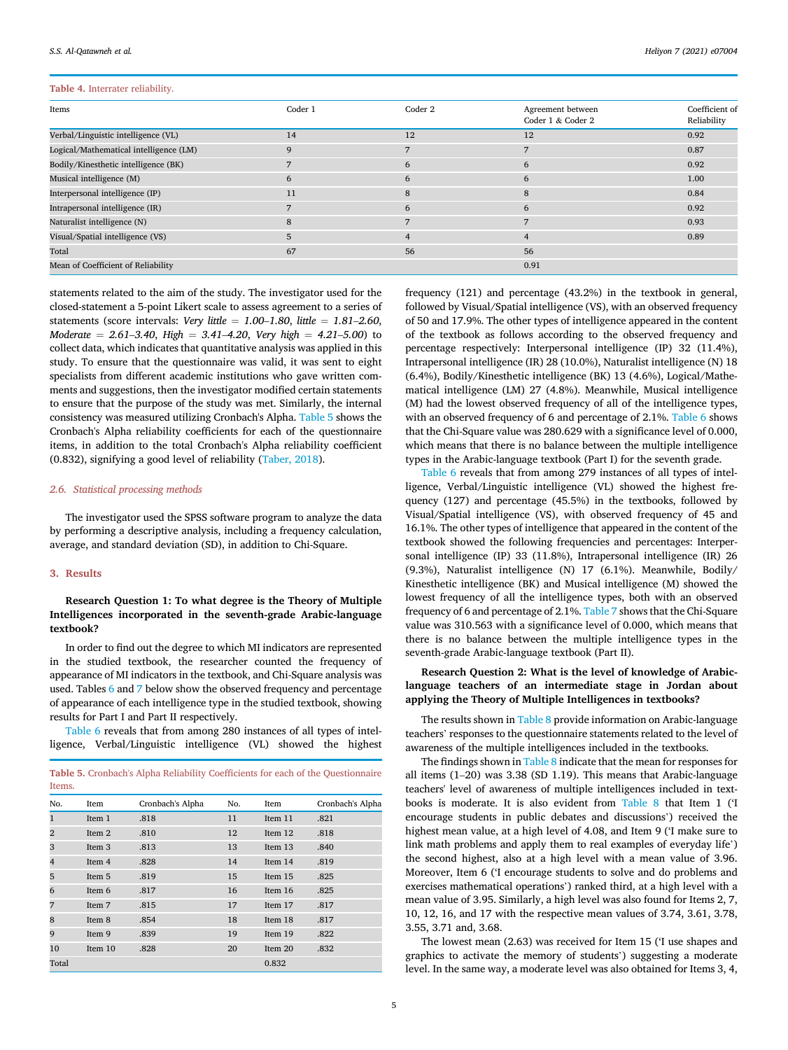**Table 4.** Interrater reliability.

| Items | Coder 1 | Coder 2 | Agreement between Coder 1 & Coder 2 | Coefficient of Reliability |
|---|---|---|---|---|
| Verbal/Linguistic intelligence (VL) | 14 | 12 | 12 | 0.92 |
| Logical/Mathematical intelligence (LM) | 9 | 7 | 7 | 0.87 |
| Bodily/Kinesthetic intelligence (BK) | 7 | 6 | 6 | 0.92 |
| Musical intelligence (M) | 6 | 6 | 6 | 1.00 |
| Interpersonal intelligence (IP) | 11 | 8 | 8 | 0.84 |
| Intrapersonal intelligence (IR) | 7 | 6 | 6 | 0.92 |
| Naturalist intelligence (N) | 8 | 7 | 7 | 0.93 |
| Visual/Spatial intelligence (VS) | 5 | 4 | 4 | 0.89 |
| Total | 67 | 56 | 56 | |
| Mean of Coefficient of Reliability | | | 0.91 | |

statements related to the aim of the study. The investigator used for the closed-statement a 5-point Likert scale to assess agreement to a series of statements (score intervals: *Very little = 1.00–1.80, little = 1.81–2.60, Moderate = 2.61–3.40, High = 3.41–4.20, Very high = 4.21–5.00*) to collect data, which indicates that quantitative analysis was applied in this study. To ensure that the questionnaire was valid, it was sent to eight specialists from different academic institutions who gave written comments and suggestions, then the investigator modified certain statements to ensure that the purpose of the study was met. Similarly, the internal consistency was measured utilizing Cronbach's Alpha. Table 5 shows the Cronbach's Alpha reliability coefficients for each of the questionnaire items, in addition to the total Cronbach's Alpha reliability coefficient (0.832), signifying a good level of reliability (Taber, 2018).

### 2.6. Statistical processing methods

The investigator used the SPSS software program to analyze the data by performing a descriptive analysis, including a frequency calculation, average, and standard deviation (SD), in addition to Chi-Square.

## 3. Results

**Research Question 1: To what degree is the Theory of Multiple Intelligences incorporated in the seventh-grade Arabic-language textbook?**

In order to find out the degree to which MI indicators are represented in the studied textbook, the researcher counted the frequency of appearance of MI indicators in the textbook, and Chi-Square analysis was used. Tables 6 and 7 below show the observed frequency and percentage of appearance of each intelligence type in the studied textbook, showing results for Part I and Part II respectively.

Table 6 reveals that from among 280 instances of all types of intelligence, Verbal/Linguistic intelligence (VL) showed the highest frequency (121) and percentage (43.2%) in the textbook in general, followed by Visual/Spatial intelligence (VS), with an observed frequency of 50 and 17.9%. The other types of intelligence appeared in the content of the textbook as follows according to the observed frequency and percentage respectively: Interpersonal intelligence (IP) 32 (11.4%), Intrapersonal intelligence (IR) 28 (10.0%), Naturalist intelligence (N) 18 (6.4%), Bodily/Kinesthetic intelligence (BK) 13 (4.6%), Logical/Mathematical intelligence (LM) 27 (4.8%). Meanwhile, Musical intelligence (M) had the lowest observed frequency of all of the intelligence types, with an observed frequency of 6 and percentage of 2.1%. Table 6 shows that the Chi-Square value was 280.629 with a significance level of 0.000, which means that there is no balance between the multiple intelligence types in the Arabic-language textbook (Part I) for the seventh grade.

Table 6 reveals that from among 279 instances of all types of intelligence, Verbal/Linguistic intelligence (VL) showed the highest frequency (127) and percentage (45.5%) in the textbooks, followed by Visual/Spatial intelligence (VS), with observed frequency of 45 and 16.1%. The other types of intelligence that appeared in the content of the textbook showed the following frequencies and percentages: Interpersonal intelligence (IP) 33 (11.8%), Intrapersonal intelligence (IR) 26 (9.3%), Naturalist intelligence (N) 17 (6.1%). Meanwhile, Bodily/Kinesthetic intelligence (BK) and Musical intelligence (M) showed the lowest frequency of all the intelligence types, both with an observed frequency of 6 and percentage of 2.1%. Table 7 shows that the Chi-Square value was 310.563 with a significance level of 0.000, which means that there is no balance between the multiple intelligence types in the seventh-grade Arabic-language textbook (Part II).

**Table 5.** Cronbach's Alpha Reliability Coefficients for each of the Questionnaire Items.

| No. | Item | Cronbach's Alpha | No. | Item | Cronbach's Alpha |
|---|---|---|---|---|---|
| 1 | Item 1 | .818 | 11 | Item 11 | .821 |
| 2 | Item 2 | .810 | 12 | Item 12 | .818 |
| 3 | Item 3 | .813 | 13 | Item 13 | .840 |
| 4 | Item 4 | .828 | 14 | Item 14 | .819 |
| 5 | Item 5 | .819 | 15 | Item 15 | .825 |
| 6 | Item 6 | .817 | 16 | Item 16 | .825 |
| 7 | Item 7 | .815 | 17 | Item 17 | .817 |
| 8 | Item 8 | .854 | 18 | Item 18 | .817 |
| 9 | Item 9 | .839 | 19 | Item 19 | .822 |
| 10 | Item 10 | .828 | 20 | Item 20 | .832 |
| Total | | | | 0.832 | |

**Research Question 2: What is the level of knowledge of Arabic-language teachers of an intermediate stage in Jordan about applying the Theory of Multiple Intelligences in textbooks?**

The results shown in Table 8 provide information on Arabic-language teachers' responses to the questionnaire statements related to the level of awareness of the multiple intelligences included in the textbooks.

The findings shown in Table 8 indicate that the mean for responses for all items (1–20) was 3.38 (SD 1.19). This means that Arabic-language teachers' level of awareness of multiple intelligences included in textbooks is moderate. It is also evident from Table 8 that Item 1 ('I encourage students in public debates and discussions') received the highest mean value, at a high level of 4.08, and Item 9 ('I make sure to link math problems and apply them to real examples of everyday life') the second highest, also at a high level with a mean value of 3.96. Moreover, Item 6 ('I encourage students to solve and do problems and exercises mathematical operations') ranked third, at a high level with a mean value of 3.95. Similarly, a high level was also found for Items 2, 7, 10, 12, 16, and 17 with the respective mean values of 3.74, 3.61, 3.78, 3.55, 3.71 and, 3.68.

The lowest mean (2.63) was received for Item 15 ('I use shapes and graphics to activate the memory of students') suggesting a moderate level. In the same way, a moderate level was also obtained for Items 3, 4,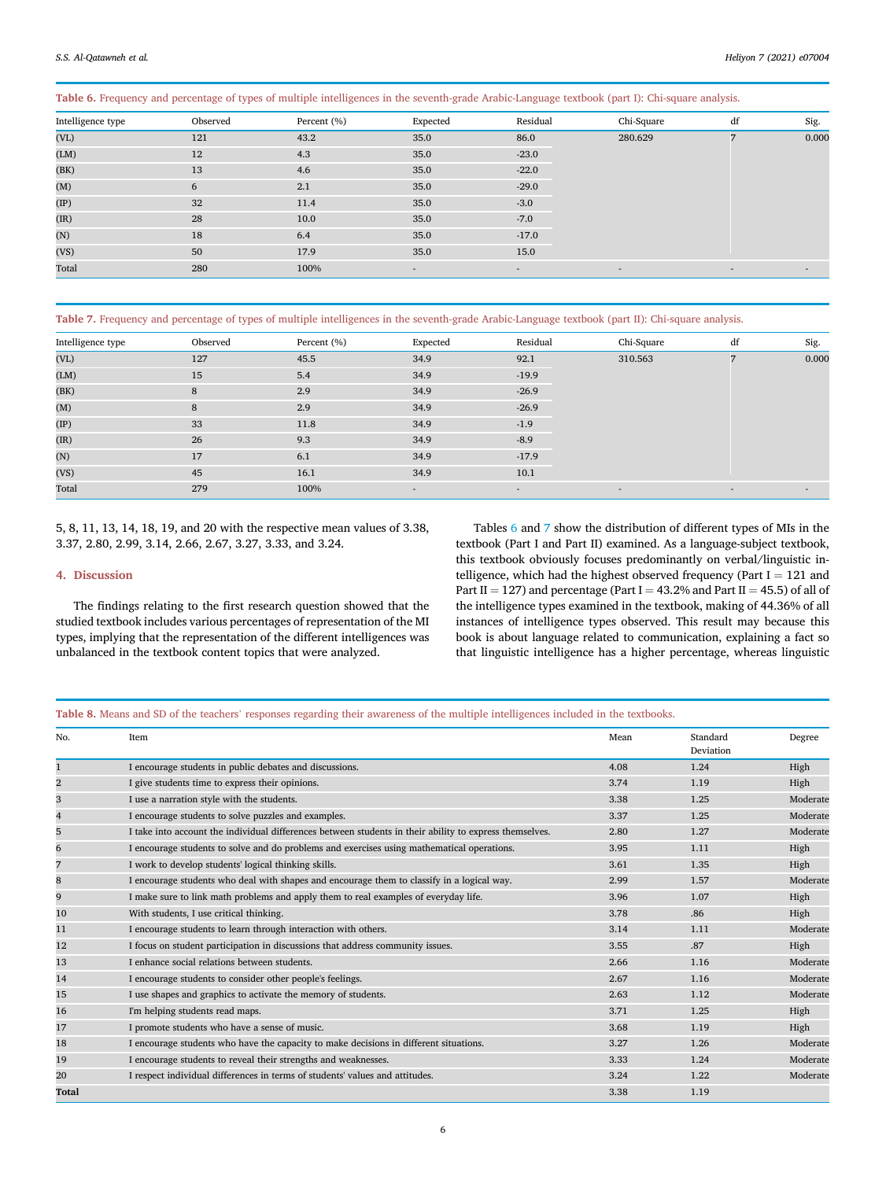**Table 6.** Frequency and percentage of types of multiple intelligences in the seventh-grade Arabic-Language textbook (part I): Chi-square analysis.

| Intelligence type | Observed | Percent (%) | Expected | Residual | Chi-Square | df | Sig. |
|---|---|---|---|---|---|---|---|
| (VL) | 121 | 43.2 | 35.0 | 86.0 | 280.629 | 7 | 0.000 |
| (LM) | 12 | 4.3 | 35.0 | -23.0 | | | |
| (BK) | 13 | 4.6 | 35.0 | -22.0 | | | |
| (M) | 6 | 2.1 | 35.0 | -29.0 | | | |
| (IP) | 32 | 11.4 | 35.0 | -3.0 | | | |
| (IR) | 28 | 10.0 | 35.0 | -7.0 | | | |
| (N) | 18 | 6.4 | 35.0 | -17.0 | | | |
| (VS) | 50 | 17.9 | 35.0 | 15.0 | | | |
| Total | 280 | 100% | - | - | - | - | - |

**Table 7.** Frequency and percentage of types of multiple intelligences in the seventh-grade Arabic-Language textbook (part II): Chi-square analysis.

| Intelligence type | Observed | Percent (%) | Expected | Residual | Chi-Square | df | Sig. |
|---|---|---|---|---|---|---|---|
| (VL) | 127 | 45.5 | 34.9 | 92.1 | 310.563 | 7 | 0.000 |
| (LM) | 15 | 5.4 | 34.9 | -19.9 | | | |
| (BK) | 8 | 2.9 | 34.9 | -26.9 | | | |
| (M) | 8 | 2.9 | 34.9 | -26.9 | | | |
| (IP) | 33 | 11.8 | 34.9 | -1.9 | | | |
| (IR) | 26 | 9.3 | 34.9 | -8.9 | | | |
| (N) | 17 | 6.1 | 34.9 | -17.9 | | | |
| (VS) | 45 | 16.1 | 34.9 | 10.1 | | | |
| Total | 279 | 100% | - | - | - | - | - |

5, 8, 11, 13, 14, 18, 19, and 20 with the respective mean values of 3.38, 3.37, 2.80, 2.99, 3.14, 2.66, 2.67, 3.27, 3.33, and 3.24.

## 4. Discussion

The findings relating to the first research question showed that the studied textbook includes various percentages of representation of the MI types, implying that the representation of the different intelligences was unbalanced in the textbook content topics that were analyzed.

Tables 6 and 7 show the distribution of different types of MIs in the textbook (Part I and Part II) examined. As a language-subject textbook, this textbook obviously focuses predominantly on verbal/linguistic intelligence, which had the highest observed frequency (Part I = 121 and Part II = 127) and percentage (Part I = 43.2% and Part II = 45.5) of all of the intelligence types examined in the textbook, making of 44.36% of all instances of intelligence types observed. This result may because this book is about language related to communication, explaining a fact so that linguistic intelligence has a higher percentage, whereas linguistic

**Table 8.** Means and SD of the teachers' responses regarding their awareness of the multiple intelligences included in the textbooks.

| No. | Item | Mean | Standard Deviation | Degree |
|---|---|---|---|---|
| 1 | I encourage students in public debates and discussions. | 4.08 | 1.24 | High |
| 2 | I give students time to express their opinions. | 3.74 | 1.19 | High |
| 3 | I use a narration style with the students. | 3.38 | 1.25 | Moderate |
| 4 | I encourage students to solve puzzles and examples. | 3.37 | 1.25 | Moderate |
| 5 | I take into account the individual differences between students in their ability to express themselves. | 2.80 | 1.27 | Moderate |
| 6 | I encourage students to solve and do problems and exercises using mathematical operations. | 3.95 | 1.11 | High |
| 7 | I work to develop students' logical thinking skills. | 3.61 | 1.35 | High |
| 8 | I encourage students who deal with shapes and encourage them to classify in a logical way. | 2.99 | 1.57 | Moderate |
| 9 | I make sure to link math problems and apply them to real examples of everyday life. | 3.96 | 1.07 | High |
| 10 | With students, I use critical thinking. | 3.78 | .86 | High |
| 11 | I encourage students to learn through interaction with others. | 3.14 | 1.11 | Moderate |
| 12 | I focus on student participation in discussions that address community issues. | 3.55 | .87 | High |
| 13 | I enhance social relations between students. | 2.66 | 1.16 | Moderate |
| 14 | I encourage students to consider other people's feelings. | 2.67 | 1.16 | Moderate |
| 15 | I use shapes and graphics to activate the memory of students. | 2.63 | 1.12 | Moderate |
| 16 | I'm helping students read maps. | 3.71 | 1.25 | High |
| 17 | I promote students who have a sense of music. | 3.68 | 1.19 | High |
| 18 | I encourage students who have the capacity to make decisions in different situations. | 3.27 | 1.26 | Moderate |
| 19 | I encourage students to reveal their strengths and weaknesses. | 3.33 | 1.24 | Moderate |
| 20 | I respect individual differences in terms of students' values and attitudes. | 3.24 | 1.22 | Moderate |
| **Total** | | 3.38 | 1.19 | |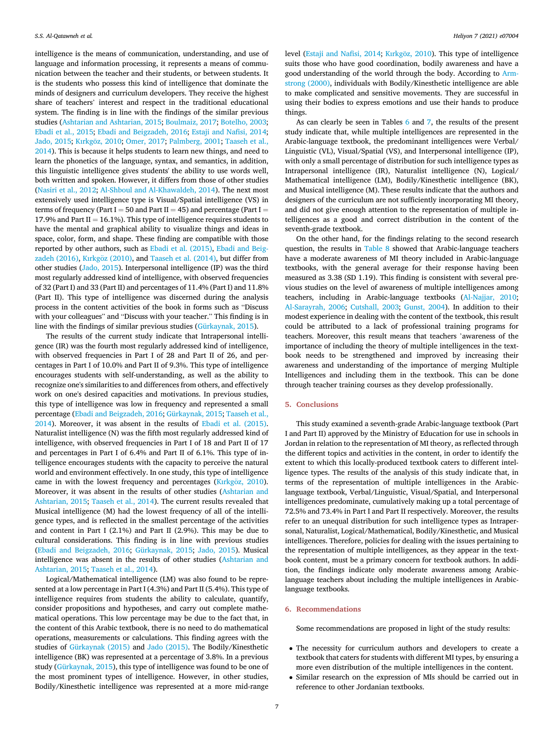intelligence is the means of communication, understanding, and use of language and information processing, it represents a means of communication between the teacher and their students, or between students. It is the students who possess this kind of intelligence that dominate the minds of designers and curriculum developers. They receive the highest share of teachers' interest and respect in the traditional educational system. The finding is in line with the findings of the similar previous studies (Ashtarian and Ashtarian, 2015; Boulmaiz, 2017; Botelho, 2003; Ebadi et al., 2015; Ebadi and Beigzadeh, 2016; Estaji and Nafisi, 2014; Jado, 2015; Kırkgöz, 2010; Omer, 2017; Palmberg, 2001; Taaseh et al., 2014). This is because it helps students to learn new things, and need to learn the phonetics of the language, syntax, and semantics, in addition, this linguistic intelligence gives students' the ability to use words well, both written and spoken. However, it differs from those of other studies (Nasiri et al., 2012; Al-Shboul and Al-Khawaldeh, 2014). The next most extensively used intelligence type is Visual/Spatial intelligence (VS) in terms of frequency (Part I = 50 and Part II = 45) and percentage (Part I = 17.9% and Part II = 16.1%). This type of intelligence requires students to have the mental and graphical ability to visualize things and ideas in space, color, form, and shape. These finding are compatible with those reported by other authors, such as Ebadi et al. (2015), Ebadi and Beigzadeh (2016), Kırkgöz (2010), and Taaseh et al. (2014), but differ from other studies (Jado, 2015). Interpersonal intelligence (IP) was the third most regularly addressed kind of intelligence, with observed frequencies of 32 (Part I) and 33 (Part II) and percentages of 11.4% (Part I) and 11.8% (Part II). This type of intelligence was discerned during the analysis process in the content activities of the book in forms such as "Discuss with your colleagues" and "Discuss with your teacher." This finding is in line with the findings of similar previous studies (Gürkaynak, 2015).

The results of the current study indicate that Intrapersonal intelligence (IR) was the fourth most regularly addressed kind of intelligence, with observed frequencies in Part I of 28 and Part II of 26, and percentages in Part I of 10.0% and Part II of 9.3%. This type of intelligence encourages students with self-understanding, as well as the ability to recognize one's similarities to and differences from others, and effectively work on one's desired capacities and motivations. In previous studies, this type of intelligence was low in frequency and represented a small percentage (Ebadi and Beigzadeh, 2016; Gürkaynak, 2015; Taaseh et al., 2014). Moreover, it was absent in the results of Ebadi et al. (2015). Naturalist intelligence (N) was the fifth most regularly addressed kind of intelligence, with observed frequencies in Part I of 18 and Part II of 17 and percentages in Part I of 6.4% and Part II of 6.1%. This type of intelligence encourages students with the capacity to perceive the natural world and environment effectively. In one study, this type of intelligence came in with the lowest frequency and percentages (Kırkgöz, 2010). Moreover, it was absent in the results of other studies (Ashtarian and Ashtarian, 2015; Taaseh et al., 2014). The current results revealed that Musical intelligence (M) had the lowest frequency of all of the intelligence types, and is reflected in the smallest percentage of the activities and content in Part I (2.1%) and Part II (2.9%). This may be due to cultural considerations. This finding is in line with previous studies (Ebadi and Beigzadeh, 2016; Gürkaynak, 2015; Jado, 2015). Musical intelligence was absent in the results of other studies (Ashtarian and Ashtarian, 2015; Taaseh et al., 2014).

Logical/Mathematical intelligence (LM) was also found to be represented at a low percentage in Part I (4.3%) and Part II (5.4%). This type of intelligence requires from students the ability to calculate, quantify, consider propositions and hypotheses, and carry out complete mathematical operations. This low percentage may be due to the fact that, in the content of this Arabic textbook, there is no need to do mathematical operations, measurements or calculations. This finding agrees with the studies of Gürkaynak (2015) and Jado (2015). The Bodily/Kinesthetic intelligence (BK) was represented at a percentage of 3.8%. In a previous study (Gürkaynak, 2015), this type of intelligence was found to be one of the most prominent types of intelligence. However, in other studies, Bodily/Kinesthetic intelligence was represented at a more mid-range level (Estaji and Nafisi, 2014; Kırkgöz, 2010). This type of intelligence suits those who have good coordination, bodily awareness and have a good understanding of the world through the body. According to Armstrong (2000), individuals with Bodily/Kinesthetic intelligence are able to make complicated and sensitive movements. They are successful in using their bodies to express emotions and use their hands to produce things.

As can clearly be seen in Tables 6 and 7, the results of the present study indicate that, while multiple intelligences are represented in the Arabic-language textbook, the predominant intelligences were Verbal/Linguistic (VL), Visual/Spatial (VS), and Interpersonal intelligence (IP), with only a small percentage of distribution for such intelligence types as Intrapersonal intelligence (IR), Naturalist intelligence (N), Logical/Mathematical intelligence (LM), Bodily/Kinesthetic intelligence (BK), and Musical intelligence (M). These results indicate that the authors and designers of the curriculum are not sufficiently incorporating MI theory, and did not give enough attention to the representation of multiple intelligences as a good and correct distribution in the content of the seventh-grade textbook.

On the other hand, for the findings relating to the second research question, the results in Table 8 showed that Arabic-language teachers have a moderate awareness of MI theory included in Arabic-language textbooks, with the general average for their response having been measured as 3.38 (SD 1.19). This finding is consistent with several previous studies on the level of awareness of multiple intelligences among teachers, including in Arabic-language textbooks (Al-Najjar, 2010; Al-Sarayrah, 2006; Cutshall, 2003; Gunst, 2004). In addition to their modest experience in dealing with the content of the textbook, this result could be attributed to a lack of professional training programs for teachers. Moreover, this result means that teachers 'awareness of the importance of including the theory of multiple intelligences in the textbook needs to be strengthened and improved by increasing their awareness and understanding of the importance of merging Multiple Intelligences and including them in the textbook. This can be done through teacher training courses as they develop professionally.

## 5. Conclusions

This study examined a seventh-grade Arabic-language textbook (Part I and Part II) approved by the Ministry of Education for use in schools in Jordan in relation to the representation of MI theory, as reflected through the different topics and activities in the content, in order to identify the extent to which this locally-produced textbook caters to different intelligence types. The results of the analysis of this study indicate that, in terms of the representation of multiple intelligences in the Arabic-language textbook, Verbal/Linguistic, Visual/Spatial, and Interpersonal intelligences predominate, cumulatively making up a total percentage of 72.5% and 73.4% in Part I and Part II respectively. Moreover, the results refer to an unequal distribution for such intelligence types as Intrapersonal, Naturalist, Logical/Mathematical, Bodily/Kinesthetic, and Musical intelligences. Therefore, policies for dealing with the issues pertaining to the representation of multiple intelligences, as they appear in the textbook content, must be a primary concern for textbook authors. In addition, the findings indicate only moderate awareness among Arabic-language teachers about including the multiple intelligences in Arabic-language textbooks.

## 6. Recommendations

Some recommendations are proposed in light of the study results:

- The necessity for curriculum authors and developers to create a textbook that caters for students with different MI types, by ensuring a more even distribution of the multiple intelligences in the content.
- Similar research on the expression of MIs should be carried out in reference to other Jordanian textbooks.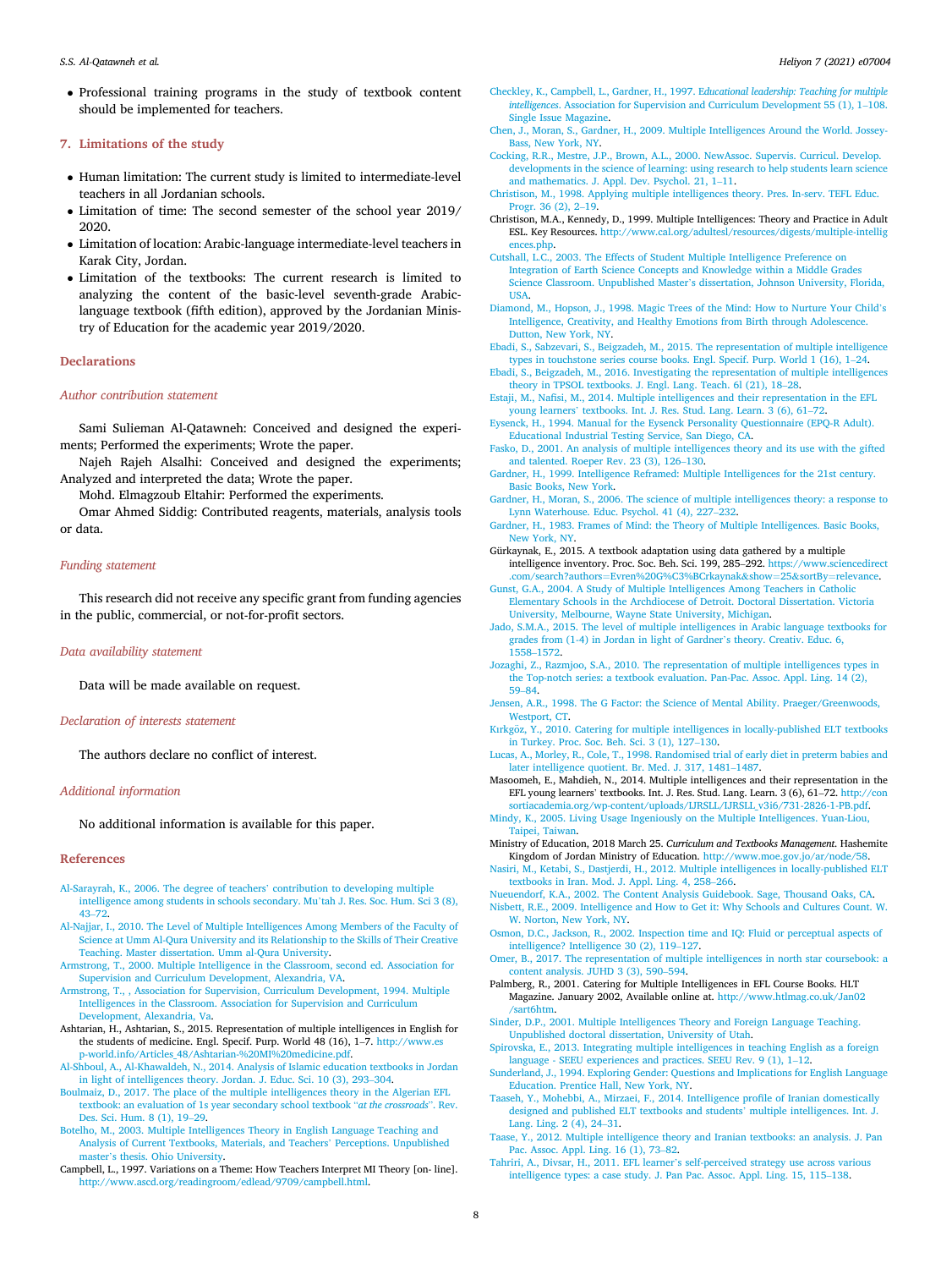- Professional training programs in the study of textbook content should be implemented for teachers.

## 7. Limitations of the study

- Human limitation: The current study is limited to intermediate-level teachers in all Jordanian schools.
- Limitation of time: The second semester of the school year 2019/2020.
- Limitation of location: Arabic-language intermediate-level teachers in Karak City, Jordan.
- Limitation of the textbooks: The current research is limited to analyzing the content of the basic-level seventh-grade Arabic-language textbook (fifth edition), approved by the Jordanian Ministry of Education for the academic year 2019/2020.

## Declarations

### *Author contribution statement*

Sami Sulieman Al-Qatawneh: Conceived and designed the experiments; Performed the experiments; Wrote the paper.

Najeh Rajeh Alsalhi: Conceived and designed the experiments; Analyzed and interpreted the data; Wrote the paper.

Mohd. Elmagzoub Eltahir: Performed the experiments.

Omar Ahmed Siddig: Contributed reagents, materials, analysis tools or data.

### *Funding statement*

This research did not receive any specific grant from funding agencies in the public, commercial, or not-for-profit sectors.

### *Data availability statement*

Data will be made available on request.

### *Declaration of interests statement*

The authors declare no conflict of interest.

### *Additional information*

No additional information is available for this paper.

## References

Al-Sarayrah, K., 2006. The degree of teachers' contribution to developing multiple intelligence among students in schools secondary. Mu'tah J. Res. Soc. Hum. Sci 3 (8), 43–72.

Al-Najjar, I., 2010. The Level of Multiple Intelligences Among Members of the Faculty of Science at Umm Al-Qura University and its Relationship to the Skills of Their Creative Teaching. Master dissertation. Umm al-Qura University.

Armstrong, T., 2000. Multiple Intelligence in the Classroom, second ed. Association for Supervision and Curriculum Development, Alexandria, VA.

Armstrong, T., , Association for Supervision, Curriculum Development, 1994. Multiple Intelligences in the Classroom. Association for Supervision and Curriculum Development, Alexandria, Va.

Ashtarian, H., Ashtarian, S., 2015. Representation of multiple intelligences in English for the students of medicine. Engl. Specif. Purp. World 48 (16), 1–7. http://www.esp-world.info/Articles_48/Ashtarian-%20MI%20medicine.pdf.

Al-Shboul, A., Al-Khawaldeh, N., 2014. Analysis of Islamic education textbooks in Jordan in light of intelligences theory. Jordan. J. Educ. Sci. 10 (3), 293–304.

Boulmaiz, D., 2017. The place of the multiple intelligences theory in the Algerian EFL textbook: an evaluation of 1s year secondary school textbook "*at the crossroads*". Rev. Des. Sci. Hum. 8 (1), 19–29.

Botelho, M., 2003. Multiple Intelligences Theory in English Language Teaching and Analysis of Current Textbooks, Materials, and Teachers' Perceptions. Unpublished master's thesis. Ohio University.

Campbell, L., 1997. Variations on a Theme: How Teachers Interpret MI Theory [on- line]. http://www.ascd.org/readingroom/edlead/9709/campbell.html.

Checkley, K., Campbell, L., Gardner, H., 1997. *Educational leadership: Teaching for multiple intelligences*. Association for Supervision and Curriculum Development 55 (1), 1–108. Single Issue Magazine.

Chen, J., Moran, S., Gardner, H., 2009. Multiple Intelligences Around the World. Jossey-Bass, New York, NY.

Cocking, R.R., Mestre, J.P., Brown, A.L., 2000. NewAssoc. Supervis. Curricul. Develop. developments in the science of learning: using research to help students learn science and mathematics. J. Appl. Dev. Psychol. 21, 1–11.

Christison, M., 1998. Applying multiple intelligences theory. Pres. In-serv. TEFL Educ. Progr. 36 (2), 2–19.

Christison, M.A., Kennedy, D., 1999. Multiple Intelligences: Theory and Practice in Adult ESL. Key Resources. http://www.cal.org/adultesl/resources/digests/multiple-intelligences.php.

Cutshall, L.C., 2003. The Effects of Student Multiple Intelligence Preference on Integration of Earth Science Concepts and Knowledge within a Middle Grades Science Classroom. Unpublished Master's dissertation, Johnson University, Florida, USA.

Diamond, M., Hopson, J., 1998. Magic Trees of the Mind: How to Nurture Your Child's Intelligence, Creativity, and Healthy Emotions from Birth through Adolescence. Dutton, New York, NY.

Ebadi, S., Sabzevari, S., Beigzadeh, M., 2015. The representation of multiple intelligence types in touchstone series course books. Engl. Specif. Purp. World 1 (16), 1–24.

Ebadi, S., Beigzadeh, M., 2016. Investigating the representation of multiple intelligences theory in TPSOL textbooks. J. Engl. Lang. Teach. 6l (21), 18–28.

Estaji, M., Nafisi, M., 2014. Multiple intelligences and their representation in the EFL young learners' textbooks. Int. J. Res. Stud. Lang. Learn. 3 (6), 61–72.

Eysenck, H., 1994. Manual for the Eysenck Personality Questionnaire (EPQ-R Adult). Educational Industrial Testing Service, San Diego, CA.

Fasko, D., 2001. An analysis of multiple intelligences theory and its use with the gifted and talented. Roeper Rev. 23 (3), 126–130.

Gardner, H., 1999. Intelligence Reframed: Multiple Intelligences for the 21st century. Basic Books, New York.

Gardner, H., Moran, S., 2006. The science of multiple intelligences theory: a response to Lynn Waterhouse. Educ. Psychol. 41 (4), 227–232.

Gardner, H., 1983. Frames of Mind: the Theory of Multiple Intelligences. Basic Books, New York, NY.

Gürkaynak, E., 2015. A textbook adaptation using data gathered by a multiple intelligence inventory. Proc. Soc. Beh. Sci. 199, 285–292. https://www.sciencedirect.com/search?authors=Evren%20G%C3%BCrkaynak&show=25&sortBy=relevance.

Gunst, G.A., 2004. A Study of Multiple Intelligences Among Teachers in Catholic Elementary Schools in the Archdiocese of Detroit. Doctoral Dissertation. Victoria University, Melbourne, Wayne State University, Michigan.

Jado, S.M.A., 2015. The level of multiple intelligences in Arabic language textbooks for grades from (1-4) in Jordan in light of Gardner's theory. Creativ. Educ. 6, 1558–1572.

Jozaghi, Z., Razmjoo, S.A., 2010. The representation of multiple intelligences types in the Top-notch series: a textbook evaluation. Pan-Pac. Assoc. Appl. Ling. 14 (2), 59–84.

Jensen, A.R., 1998. The G Factor: the Science of Mental Ability. Praeger/Greenwoods, Westport, CT.

Kırkgöz, Y., 2010. Catering for multiple intelligences in locally-published ELT textbooks in Turkey. Proc. Soc. Beh. Sci. 3 (1), 127–130.

Lucas, A., Morley, R., Cole, T., 1998. Randomised trial of early diet in preterm babies and later intelligence quotient. Br. Med. J. 317, 1481–1487.

Masoomeh, E., Mahdieh, N., 2014. Multiple intelligences and their representation in the EFL young learners' textbooks. Int. J. Res. Stud. Lang. Learn. 3 (6), 61–72. http://consortiacademia.org/wp-content/uploads/IJRSLL/IJRSLL_v3i6/731-2826-1-PB.pdf.

Mindy, K., 2005. Living Usage Ingeniously on the Multiple Intelligences. Yuan-Liou, Taipei, Taiwan.

Ministry of Education, 2018 March 25. *Curriculum and Textbooks Management*. Hashemite Kingdom of Jordan Ministry of Education. http://www.moe.gov.jo/ar/node/58.

Nasiri, M., Ketabi, S., Dastjerdi, H., 2012. Multiple intelligences in locally-published ELT textbooks in Iran. Mod. J. Appl. Ling. 4, 258–266.

Nueuendorf, K.A., 2002. The Content Analysis Guidebook. Sage, Thousand Oaks, CA.

Nisbett, R.E., 2009. Intelligence and How to Get it: Why Schools and Cultures Count. W. W. Norton, New York, NY.

Osmon, D.C., Jackson, R., 2002. Inspection time and IQ: Fluid or perceptual aspects of intelligence? Intelligence 30 (2), 119–127.

Omer, B., 2017. The representation of multiple intelligences in north star coursebook: a content analysis. JUHD 3 (3), 590–594.

Palmberg, R., 2001. Catering for Multiple Intelligences in EFL Course Books. HLT Magazine. January 2002, Available online at. http://www.htlmag.co.uk/Jan02/sart6htm.

Sinder, D.P., 2001. Multiple Intelligences Theory and Foreign Language Teaching. Unpublished doctoral dissertation, University of Utah.

Spirovska, E., 2013. Integrating multiple intelligences in teaching English as a foreign language - SEEU experiences and practices. SEEU Rev. 9 (1), 1–12.

Sunderland, J., 1994. Exploring Gender: Questions and Implications for English Language Education. Prentice Hall, New York, NY.

Taaseh, Y., Mohebbi, A., Mirzaei, F., 2014. Intelligence profile of Iranian domestically designed and published ELT textbooks and students' multiple intelligences. Int. J. Lang. Ling. 2 (4), 24–31.

Tase, Y., 2012. Multiple intelligence theory and Iranian textbooks: an analysis. J. Pan Pac. Assoc. Appl. Ling. 16 (1), 73–82.

Tahriri, A., Divsar, H., 2011. EFL learner's self-perceived strategy use across various intelligence types: a case study. J. Pan Pac. Assoc. Appl. Ling. 15, 115–138.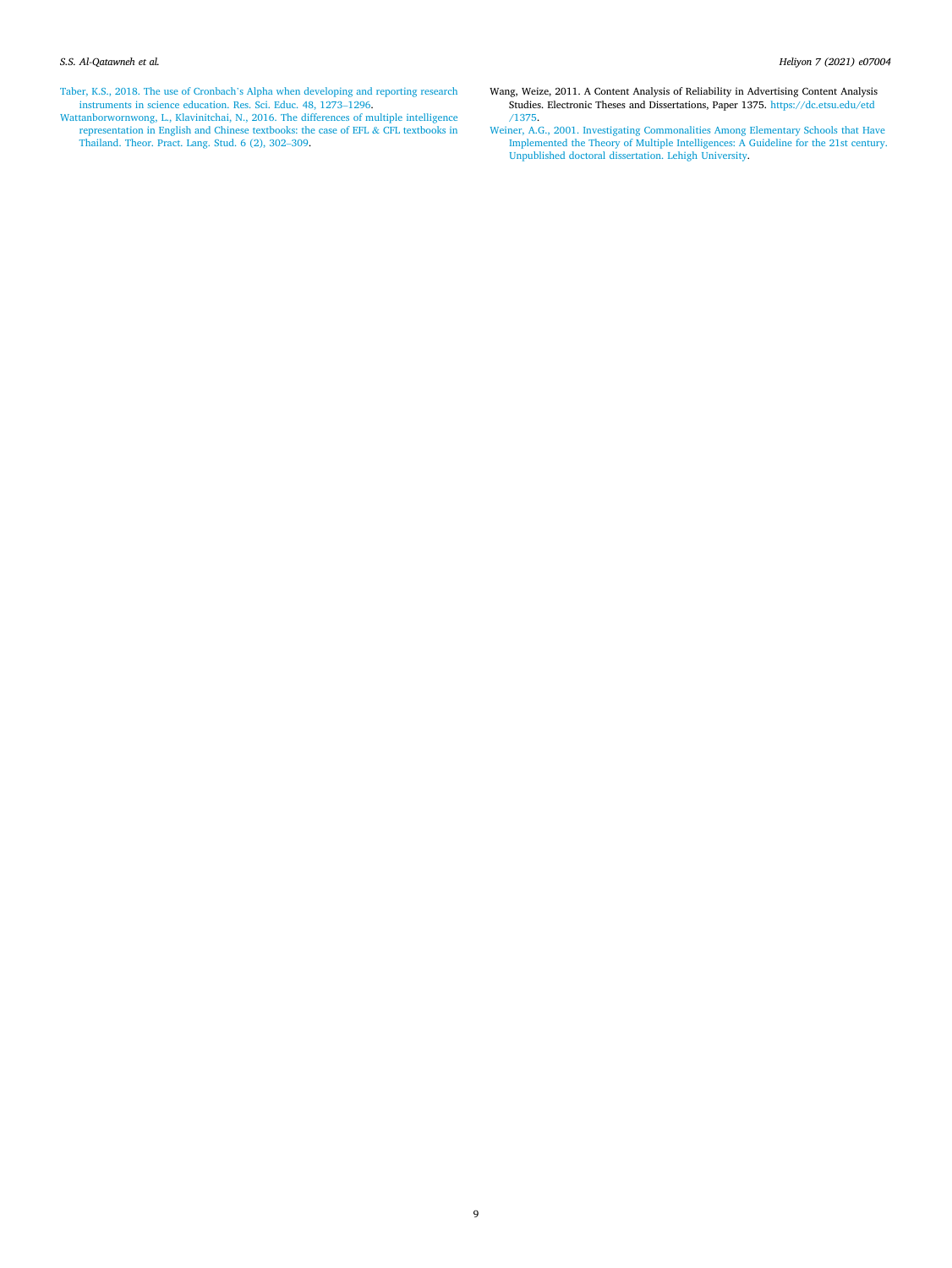Taber, K.S., 2018. The use of Cronbach's Alpha when developing and reporting research instruments in science education. Res. Sci. Educ. 48, 1273–1296.

Wattanborwornwong, L., Klavinitchai, N., 2016. The differences of multiple intelligence representation in English and Chinese textbooks: the case of EFL & CFL textbooks in Thailand. Theor. Pract. Lang. Stud. 6 (2), 302–309.

Wang, Weize, 2011. A Content Analysis of Reliability in Advertising Content Analysis Studies. Electronic Theses and Dissertations, Paper 1375. https://dc.etsu.edu/etd/1375.

Weiner, A.G., 2001. Investigating Commonalities Among Elementary Schools that Have Implemented the Theory of Multiple Intelligences: A Guideline for the 21st century. Unpublished doctoral dissertation. Lehigh University.